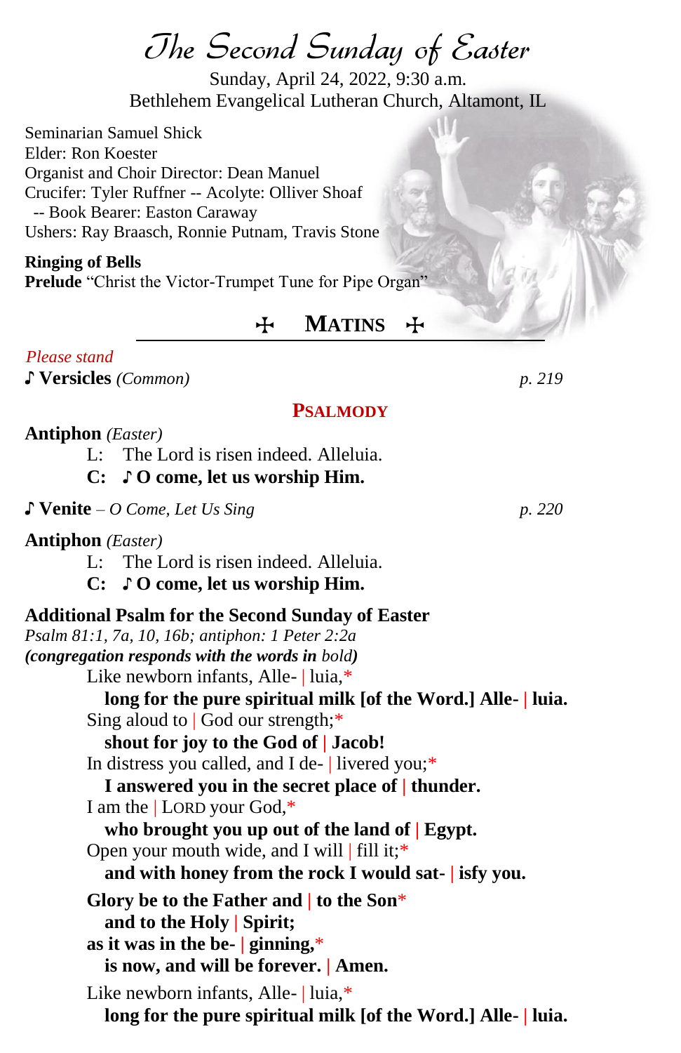# *The Second Sunday of Easter*

Sunday, April 24, 2022, 9:30 a.m.
Bethlehem Evangelical Lutheran Church, Altamont, IL

Seminarian Samuel Shick
Elder: Ron Koester
Organist and Choir Director: Dean Manuel
Crucifer: Tyler Ruffner -- Acolyte: Olliver Shoaf
-- Book Bearer: Easton Caraway
Ushers: Ray Braasch, Ronnie Putnam, Travis Stone

**Ringing of Bells**
**Prelude** "Christ the Victor-Trumpet Tune for Pipe Organ"

## ☩ MATINS ☩

*Please stand*

♪ **Versicles** *(Common)* *p. 219*

### PSALMODY

**Antiphon** *(Easter)*

L: The Lord is risen indeed. Alleluia.
**C: ♪ O come, let us worship Him.**

♪ **Venite** – *O Come, Let Us Sing* *p. 220*

**Antiphon** *(Easter)*

L: The Lord is risen indeed. Alleluia.
**C: ♪ O come, let us worship Him.**

**Additional Psalm for the Second Sunday of Easter**
*Psalm 81:1, 7a, 10, 16b; antiphon: 1 Peter 2:2a*
***(congregation responds with the words in*** *bold**)***

Like newborn infants, Alle- | luia,*
**long for the pure spiritual milk [of the Word.] Alle- | luia.**
Sing aloud to | God our strength;*
**shout for joy to the God of | Jacob!**
In distress you called, and I de- | livered you;*
**I answered you in the secret place of | thunder.**
I am the | LORD your God,*
**who brought you up out of the land of | Egypt.**
Open your mouth wide, and I will | fill it;*
**and with honey from the rock I would sat- | isfy you.**

**Glory be to the Father and | to the Son***
**and to the Holy | Spirit;**
**as it was in the be- | ginning,***
**is now, and will be forever. | Amen.**

Like newborn infants, Alle- | luia,*
**long for the pure spiritual milk [of the Word.] Alle- | luia.**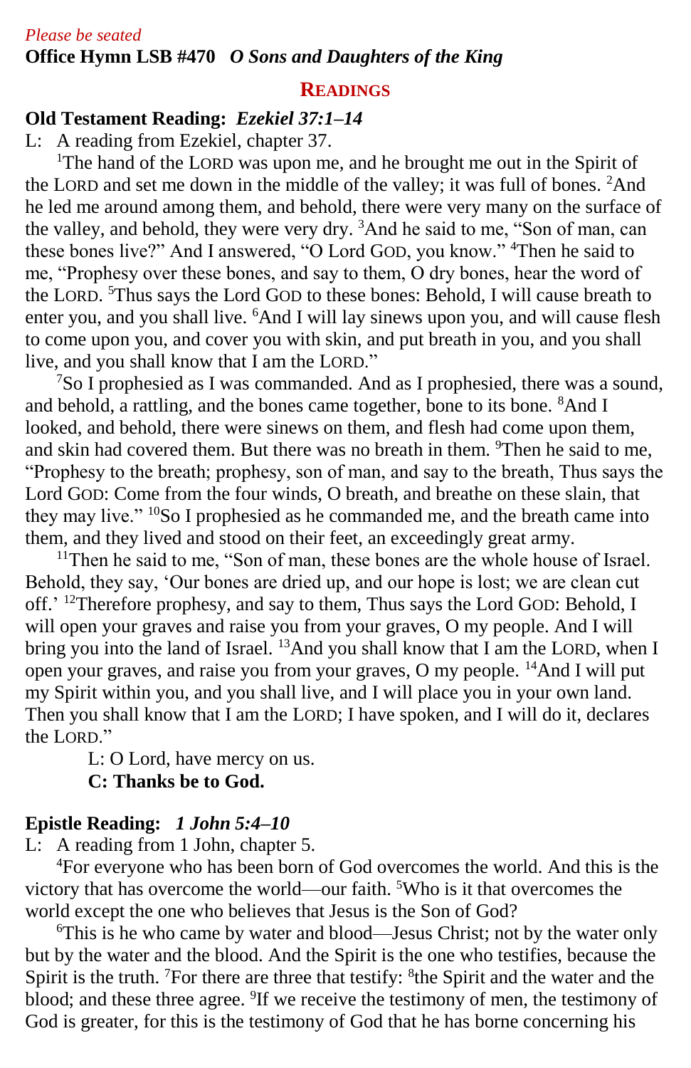*Please be seated*

**Office Hymn LSB #470** ***O Sons and Daughters of the King***

## READINGS

**Old Testament Reading:** ***Ezekiel 37:1–14***

L: A reading from Ezekiel, chapter 37.

[1]The hand of the LORD was upon me, and he brought me out in the Spirit of the LORD and set me down in the middle of the valley; it was full of bones. [2]And he led me around among them, and behold, there were very many on the surface of the valley, and behold, they were very dry. [3]And he said to me, "Son of man, can these bones live?" And I answered, "O Lord GOD, you know." [4]Then he said to me, "Prophesy over these bones, and say to them, O dry bones, hear the word of the LORD. [5]Thus says the Lord GOD to these bones: Behold, I will cause breath to enter you, and you shall live. [6]And I will lay sinews upon you, and will cause flesh to come upon you, and cover you with skin, and put breath in you, and you shall live, and you shall know that I am the LORD."

[7]So I prophesied as I was commanded. And as I prophesied, there was a sound, and behold, a rattling, and the bones came together, bone to its bone. [8]And I looked, and behold, there were sinews on them, and flesh had come upon them, and skin had covered them. But there was no breath in them. [9]Then he said to me, "Prophesy to the breath; prophesy, son of man, and say to the breath, Thus says the Lord GOD: Come from the four winds, O breath, and breathe on these slain, that they may live." [10]So I prophesied as he commanded me, and the breath came into them, and they lived and stood on their feet, an exceedingly great army.

[11]Then he said to me, "Son of man, these bones are the whole house of Israel. Behold, they say, 'Our bones are dried up, and our hope is lost; we are clean cut off.' [12]Therefore prophesy, and say to them, Thus says the Lord GOD: Behold, I will open your graves and raise you from your graves, O my people. And I will bring you into the land of Israel. [13]And you shall know that I am the LORD, when I open your graves, and raise you from your graves, O my people. [14]And I will put my Spirit within you, and you shall live, and I will place you in your own land. Then you shall know that I am the LORD; I have spoken, and I will do it, declares the LORD."

L: O Lord, have mercy on us.
**C: Thanks be to God.**

**Epistle Reading:** ***1 John 5:4–10***

L: A reading from 1 John, chapter 5.

[4]For everyone who has been born of God overcomes the world. And this is the victory that has overcome the world—our faith. [5]Who is it that overcomes the world except the one who believes that Jesus is the Son of God?

[6]This is he who came by water and blood—Jesus Christ; not by the water only but by the water and the blood. And the Spirit is the one who testifies, because the Spirit is the truth. [7]For there are three that testify: [8]the Spirit and the water and the blood; and these three agree. [9]If we receive the testimony of men, the testimony of God is greater, for this is the testimony of God that he has borne concerning his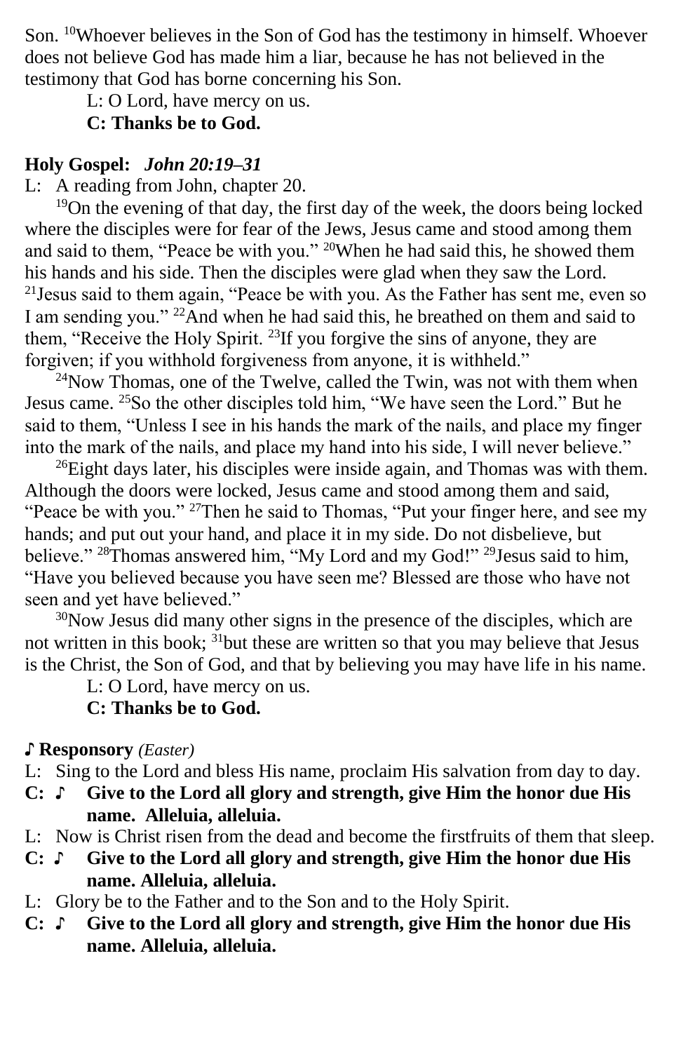Son. [10]Whoever believes in the Son of God has the testimony in himself. Whoever does not believe God has made him a liar, because he has not believed in the testimony that God has borne concerning his Son.

L: O Lord, have mercy on us.

**C: Thanks be to God.**

**Holy Gospel:** ***John 20:19–31***

L: A reading from John, chapter 20.

[19]On the evening of that day, the first day of the week, the doors being locked where the disciples were for fear of the Jews, Jesus came and stood among them and said to them, "Peace be with you." [20]When he had said this, he showed them his hands and his side. Then the disciples were glad when they saw the Lord. [21]Jesus said to them again, "Peace be with you. As the Father has sent me, even so I am sending you." [22]And when he had said this, he breathed on them and said to them, "Receive the Holy Spirit. [23]If you forgive the sins of anyone, they are forgiven; if you withhold forgiveness from anyone, it is withheld."

[24]Now Thomas, one of the Twelve, called the Twin, was not with them when Jesus came. [25]So the other disciples told him, "We have seen the Lord." But he said to them, "Unless I see in his hands the mark of the nails, and place my finger into the mark of the nails, and place my hand into his side, I will never believe."

[26]Eight days later, his disciples were inside again, and Thomas was with them. Although the doors were locked, Jesus came and stood among them and said, "Peace be with you." [27]Then he said to Thomas, "Put your finger here, and see my hands; and put out your hand, and place it in my side. Do not disbelieve, but believe." [28]Thomas answered him, "My Lord and my God!" [29]Jesus said to him, "Have you believed because you have seen me? Blessed are those who have not seen and yet have believed."

[30]Now Jesus did many other signs in the presence of the disciples, which are not written in this book; [31]but these are written so that you may believe that Jesus is the Christ, the Son of God, and that by believing you may have life in his name.

L: O Lord, have mercy on us.

**C: Thanks be to God.**

♪ **Responsory** *(Easter)*

L: Sing to the Lord and bless His name, proclaim His salvation from day to day.

**C: ♪ Give to the Lord all glory and strength, give Him the honor due His name. Alleluia, alleluia.**

L: Now is Christ risen from the dead and become the firstfruits of them that sleep.

**C: ♪ Give to the Lord all glory and strength, give Him the honor due His name. Alleluia, alleluia.**

L: Glory be to the Father and to the Son and to the Holy Spirit.

**C: ♪ Give to the Lord all glory and strength, give Him the honor due His name. Alleluia, alleluia.**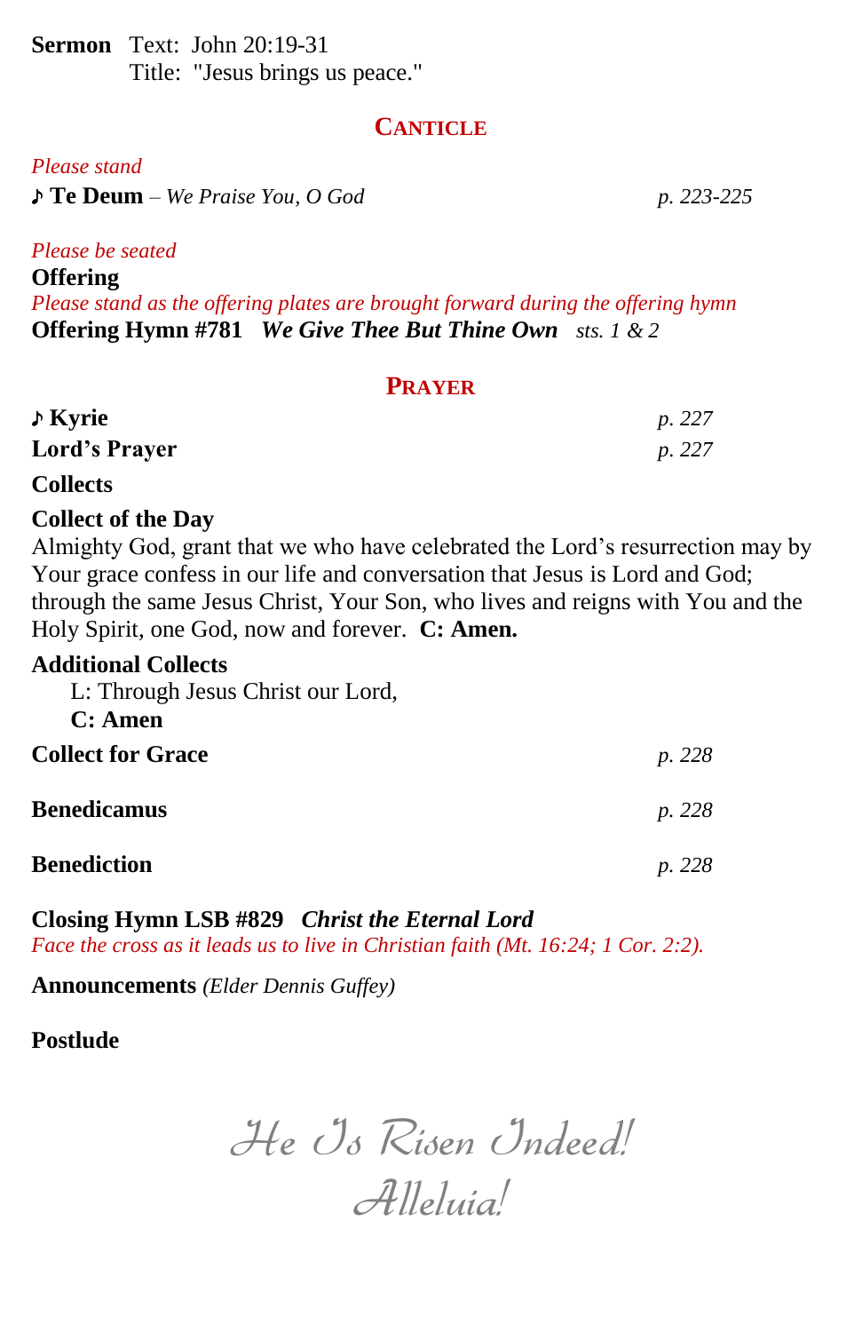**Sermon** Text: John 20:19-31
Title: "Jesus brings us peace."

## Canticle

*Please stand*

♪ **Te Deum** – *We Praise You, O God* *p. 223-225*

*Please be seated*

**Offering**

*Please stand as the offering plates are brought forward during the offering hymn*

**Offering Hymn #781** ***We Give Thee But Thine Own*** *sts. 1 & 2*

## Prayer

♪ **Kyrie** *p. 227*

**Lord's Prayer** *p. 227*

**Collects**

**Collect of the Day**

Almighty God, grant that we who have celebrated the Lord's resurrection may by Your grace confess in our life and conversation that Jesus is Lord and God; through the same Jesus Christ, Your Son, who lives and reigns with You and the Holy Spirit, one God, now and forever. **C: Amen.**

**Additional Collects**

L: Through Jesus Christ our Lord,
**C: Amen**

**Collect for Grace** *p. 228*

**Benedicamus** *p. 228*

**Benediction** *p. 228*

**Closing Hymn LSB #829** ***Christ the Eternal Lord***

*Face the cross as it leads us to live in Christian faith (Mt. 16:24; 1 Cor. 2:2).*

**Announcements** *(Elder Dennis Guffey)*

**Postlude**

*He Is Risen Indeed!*
*Alleluia!*